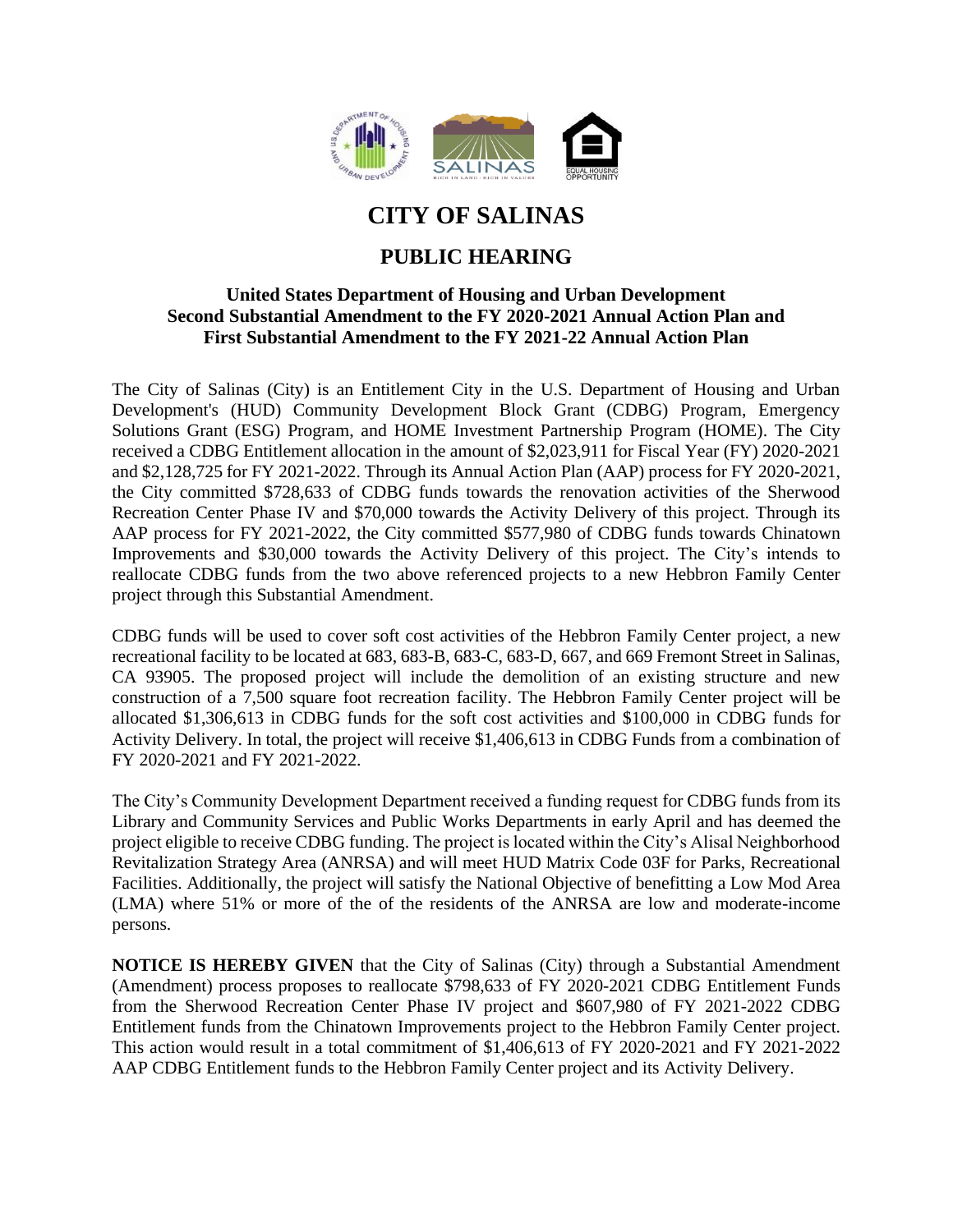# CITY OF SALINAS

## PUBLIC HEARING

### United States Department of Housing and Urban Development
### Second Substantial Amendment to the FY 2020-2021 Annual Action Plan and
### First Substantial Amendment to the FY 2021-22 Annual Action Plan

The City of Salinas (City) is an Entitlement City in the U.S. Department of Housing and Urban Development's (HUD) Community Development Block Grant (CDBG) Program, Emergency Solutions Grant (ESG) Program, and HOME Investment Partnership Program (HOME). The City received a CDBG Entitlement allocation in the amount of $2,023,911 for Fiscal Year (FY) 2020-2021 and $2,128,725 for FY 2021-2022. Through its Annual Action Plan (AAP) process for FY 2020-2021, the City committed $728,633 of CDBG funds towards the renovation activities of the Sherwood Recreation Center Phase IV and $70,000 towards the Activity Delivery of this project. Through its AAP process for FY 2021-2022, the City committed $577,980 of CDBG funds towards Chinatown Improvements and $30,000 towards the Activity Delivery of this project. The City's intends to reallocate CDBG funds from the two above referenced projects to a new Hebbron Family Center project through this Substantial Amendment.

CDBG funds will be used to cover soft cost activities of the Hebbron Family Center project, a new recreational facility to be located at 683, 683-B, 683-C, 683-D, 667, and 669 Fremont Street in Salinas, CA 93905. The proposed project will include the demolition of an existing structure and new construction of a 7,500 square foot recreation facility. The Hebbron Family Center project will be allocated $1,306,613 in CDBG funds for the soft cost activities and $100,000 in CDBG funds for Activity Delivery. In total, the project will receive $1,406,613 in CDBG Funds from a combination of FY 2020-2021 and FY 2021-2022.

The City's Community Development Department received a funding request for CDBG funds from its Library and Community Services and Public Works Departments in early April and has deemed the project eligible to receive CDBG funding. The project is located within the City's Alisal Neighborhood Revitalization Strategy Area (ANRSA) and will meet HUD Matrix Code 03F for Parks, Recreational Facilities. Additionally, the project will satisfy the National Objective of benefitting a Low Mod Area (LMA) where 51% or more of the of the residents of the ANRSA are low and moderate-income persons.

**NOTICE IS HEREBY GIVEN** that the City of Salinas (City) through a Substantial Amendment (Amendment) process proposes to reallocate $798,633 of FY 2020-2021 CDBG Entitlement Funds from the Sherwood Recreation Center Phase IV project and $607,980 of FY 2021-2022 CDBG Entitlement funds from the Chinatown Improvements project to the Hebbron Family Center project. This action would result in a total commitment of $1,406,613 of FY 2020-2021 and FY 2021-2022 AAP CDBG Entitlement funds to the Hebbron Family Center project and its Activity Delivery.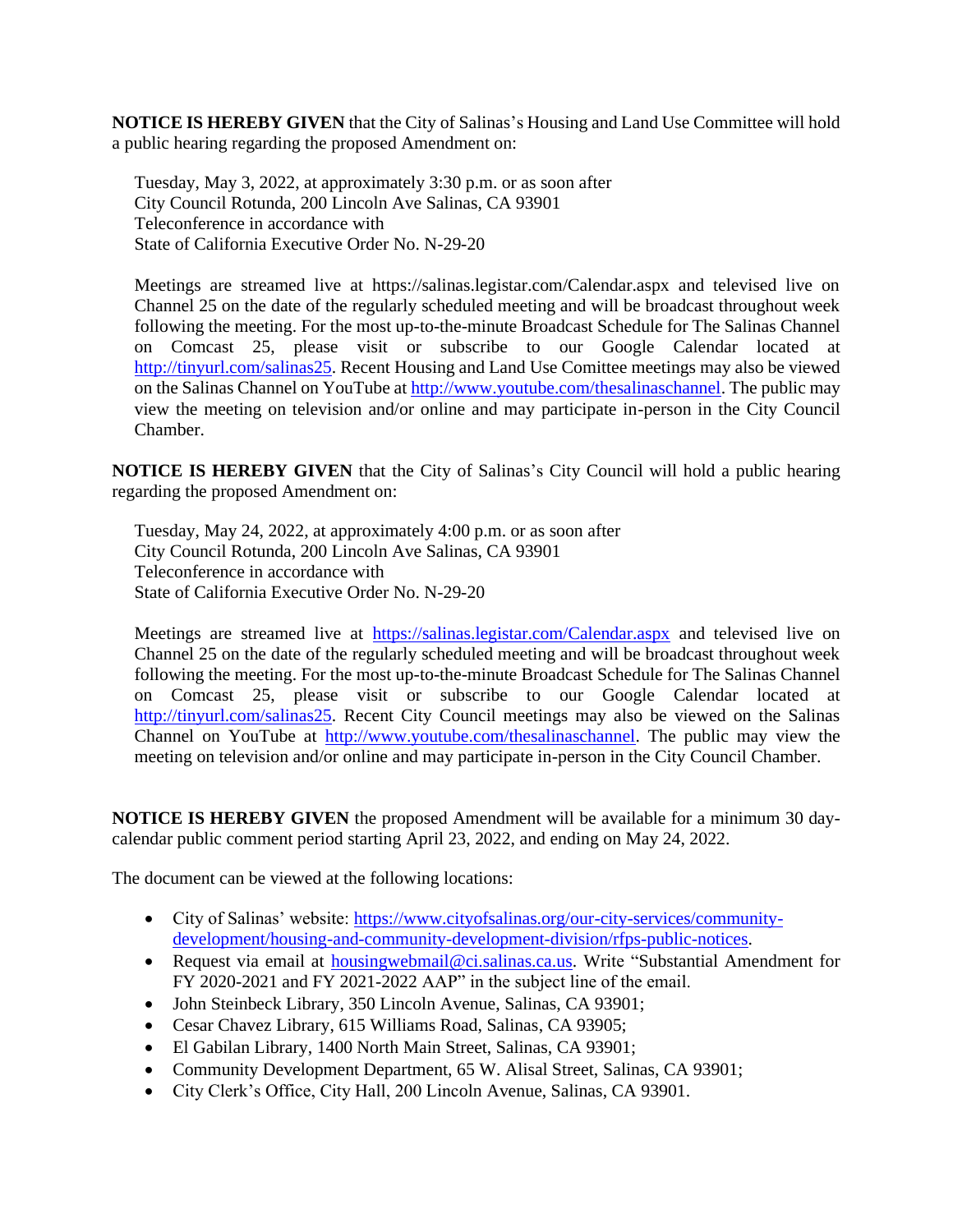**NOTICE IS HEREBY GIVEN** that the City of Salinas's Housing and Land Use Committee will hold a public hearing regarding the proposed Amendment on:

Tuesday, May 3, 2022, at approximately 3:30 p.m. or as soon after
City Council Rotunda, 200 Lincoln Ave Salinas, CA 93901
Teleconference in accordance with
State of California Executive Order No. N-29-20

Meetings are streamed live at https://salinas.legistar.com/Calendar.aspx and televised live on Channel 25 on the date of the regularly scheduled meeting and will be broadcast throughout week following the meeting. For the most up-to-the-minute Broadcast Schedule for The Salinas Channel on Comcast 25, please visit or subscribe to our Google Calendar located at http://tinyurl.com/salinas25. Recent Housing and Land Use Comittee meetings may also be viewed on the Salinas Channel on YouTube at http://www.youtube.com/thesalinaschannel. The public may view the meeting on television and/or online and may participate in-person in the City Council Chamber.

**NOTICE IS HEREBY GIVEN** that the City of Salinas's City Council will hold a public hearing regarding the proposed Amendment on:

Tuesday, May 24, 2022, at approximately 4:00 p.m. or as soon after
City Council Rotunda, 200 Lincoln Ave Salinas, CA 93901
Teleconference in accordance with
State of California Executive Order No. N-29-20

Meetings are streamed live at https://salinas.legistar.com/Calendar.aspx and televised live on Channel 25 on the date of the regularly scheduled meeting and will be broadcast throughout week following the meeting. For the most up-to-the-minute Broadcast Schedule for The Salinas Channel on Comcast 25, please visit or subscribe to our Google Calendar located at http://tinyurl.com/salinas25. Recent City Council meetings may also be viewed on the Salinas Channel on YouTube at http://www.youtube.com/thesalinaschannel. The public may view the meeting on television and/or online and may participate in-person in the City Council Chamber.

**NOTICE IS HEREBY GIVEN** the proposed Amendment will be available for a minimum 30 day-calendar public comment period starting April 23, 2022, and ending on May 24, 2022.

The document can be viewed at the following locations:

- City of Salinas' website: https://www.cityofsalinas.org/our-city-services/community-development/housing-and-community-development-division/rfps-public-notices.
- Request via email at housingwebmail@ci.salinas.ca.us. Write "Substantial Amendment for FY 2020-2021 and FY 2021-2022 AAP" in the subject line of the email.
- John Steinbeck Library, 350 Lincoln Avenue, Salinas, CA 93901;
- Cesar Chavez Library, 615 Williams Road, Salinas, CA 93905;
- El Gabilan Library, 1400 North Main Street, Salinas, CA 93901;
- Community Development Department, 65 W. Alisal Street, Salinas, CA 93901;
- City Clerk's Office, City Hall, 200 Lincoln Avenue, Salinas, CA 93901.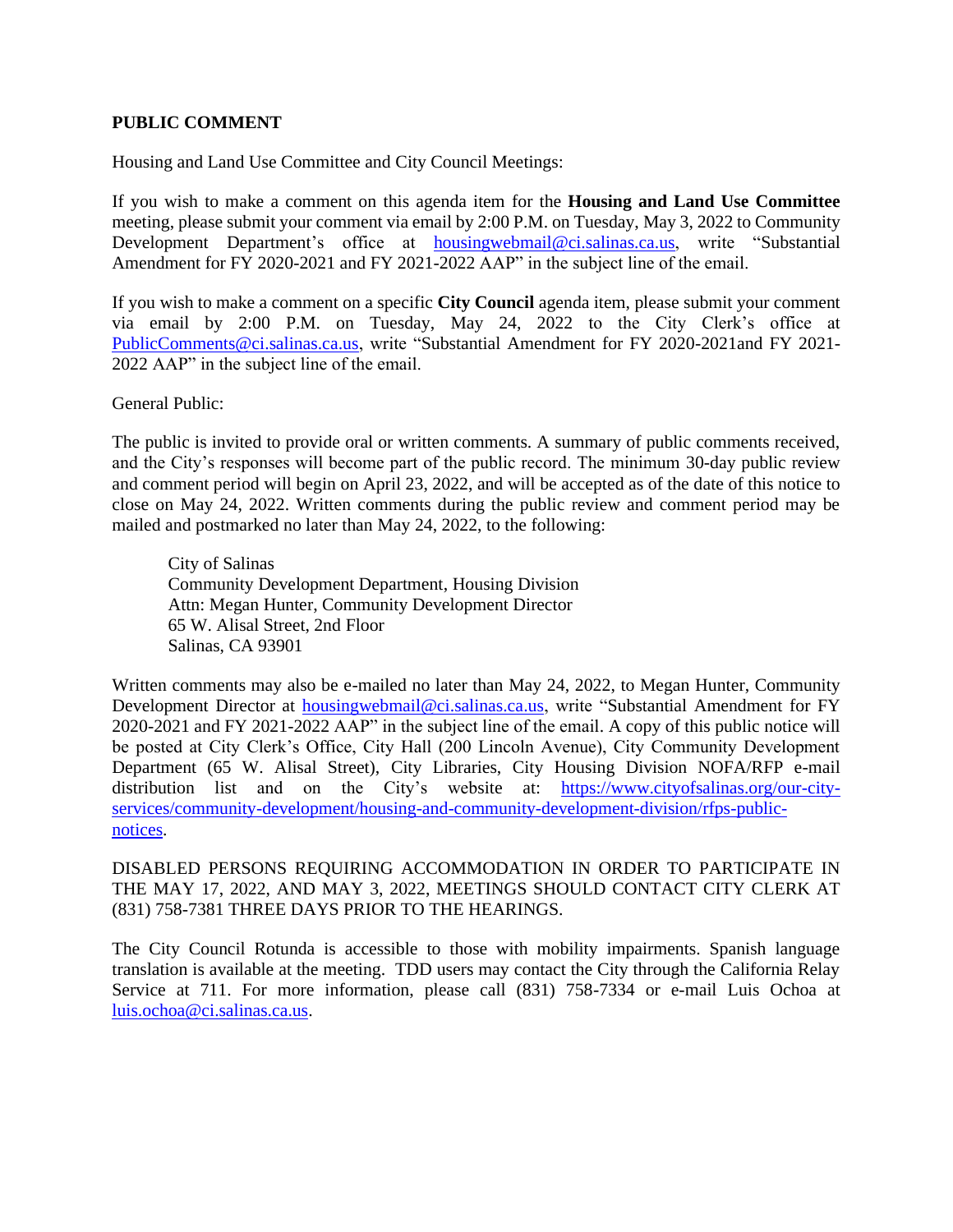**PUBLIC COMMENT**

Housing and Land Use Committee and City Council Meetings:

If you wish to make a comment on this agenda item for the **Housing and Land Use Committee** meeting, please submit your comment via email by 2:00 P.M. on Tuesday, May 3, 2022 to Community Development Department's office at housingwebmail@ci.salinas.ca.us, write "Substantial Amendment for FY 2020-2021 and FY 2021-2022 AAP" in the subject line of the email.

If you wish to make a comment on a specific **City Council** agenda item, please submit your comment via email by 2:00 P.M. on Tuesday, May 24, 2022 to the City Clerk's office at PublicComments@ci.salinas.ca.us, write "Substantial Amendment for FY 2020-2021and FY 2021-2022 AAP" in the subject line of the email.

General Public:

The public is invited to provide oral or written comments. A summary of public comments received, and the City's responses will become part of the public record. The minimum 30-day public review and comment period will begin on April 23, 2022, and will be accepted as of the date of this notice to close on May 24, 2022. Written comments during the public review and comment period may be mailed and postmarked no later than May 24, 2022, to the following:

City of Salinas
Community Development Department, Housing Division
Attn: Megan Hunter, Community Development Director
65 W. Alisal Street, 2nd Floor
Salinas, CA 93901

Written comments may also be e-mailed no later than May 24, 2022, to Megan Hunter, Community Development Director at housingwebmail@ci.salinas.ca.us, write "Substantial Amendment for FY 2020-2021 and FY 2021-2022 AAP" in the subject line of the email. A copy of this public notice will be posted at City Clerk's Office, City Hall (200 Lincoln Avenue), City Community Development Department (65 W. Alisal Street), City Libraries, City Housing Division NOFA/RFP e-mail distribution list and on the City's website at: https://www.cityofsalinas.org/our-city-services/community-development/housing-and-community-development-division/rfps-public-notices.

DISABLED PERSONS REQUIRING ACCOMMODATION IN ORDER TO PARTICIPATE IN THE MAY 17, 2022, AND MAY 3, 2022, MEETINGS SHOULD CONTACT CITY CLERK AT (831) 758-7381 THREE DAYS PRIOR TO THE HEARINGS.

The City Council Rotunda is accessible to those with mobility impairments. Spanish language translation is available at the meeting. TDD users may contact the City through the California Relay Service at 711. For more information, please call (831) 758-7334 or e-mail Luis Ochoa at luis.ochoa@ci.salinas.ca.us.